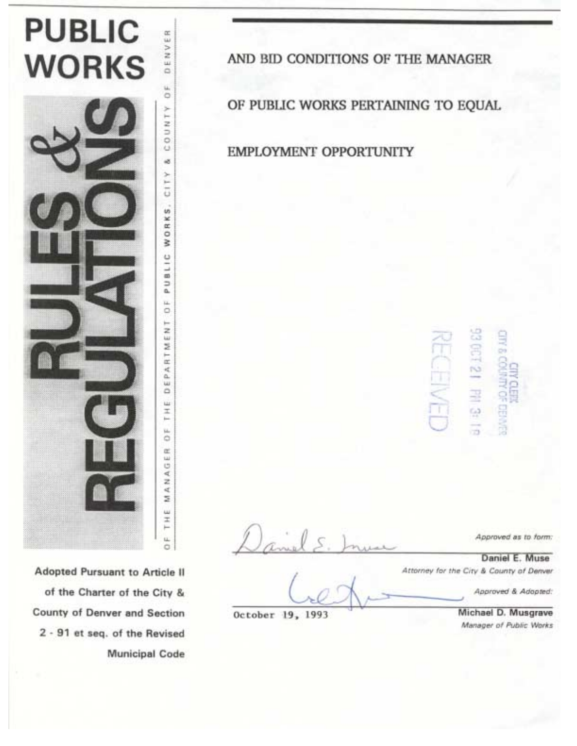# PUBLIC WORKS

# RULES & REGULATIONS

OF THE MANAGER OF THE DEPARTMENT OF PUBLIC WORKS, CITY & COUNTY OF DENVER

Adopted Pursuant to Article II of the Charter of the City & County of Denver and Section 2 - 91 et seq. of the Revised Municipal Code

## AND BID CONDITIONS OF THE MANAGER OF PUBLIC WORKS PERTAINING TO EQUAL EMPLOYMENT OPPORTUNITY

CITY CLERK
CITY & COUNTY OF DENVER
93 OCT 21 PM 3:18
RECEIVED

*Approved as to form:*

**Daniel E. Muse**
*Attorney for the City & County of Denver*

*Approved & Adopted:*

October 19, 1993

**Michael D. Musgrave**
*Manager of Public Works*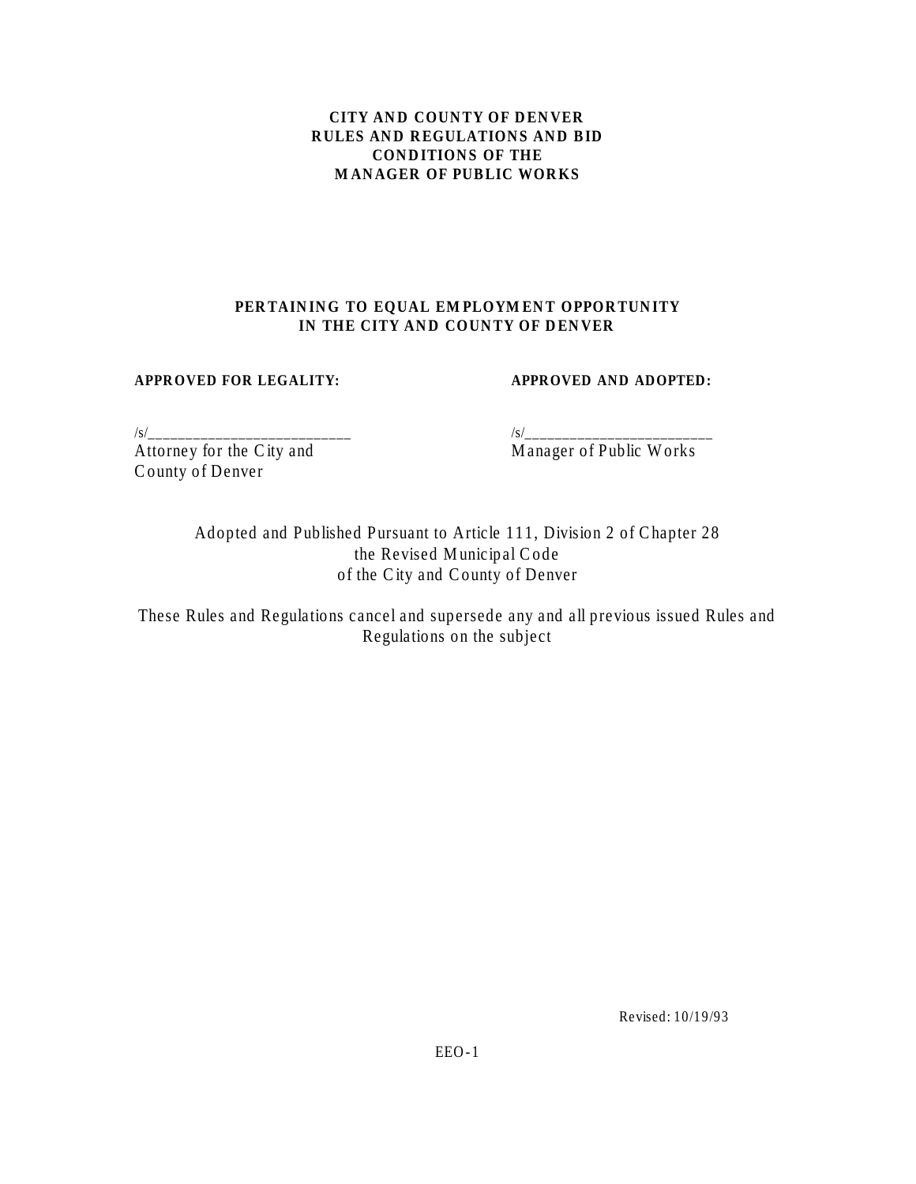**CITY AND COUNTY OF DENVER**
**RULES AND REGULATIONS AND BID CONDITIONS OF THE MANAGER OF PUBLIC WORKS**

**PERTAINING TO EQUAL EMPLOYMENT OPPORTUNITY IN THE CITY AND COUNTY OF DENVER**

**APPROVED FOR LEGALITY:**

/s/___________________________
Attorney for the City and County of Denver

**APPROVED AND ADOPTED:**

/s/_________________________
Manager of Public Works

Adopted and Published Pursuant to Article 111, Division 2 of Chapter 28 the Revised Municipal Code of the City and County of Denver

These Rules and Regulations cancel and supersede any and all previous issued Rules and Regulations on the subject

Revised: 10/19/93

EEO-1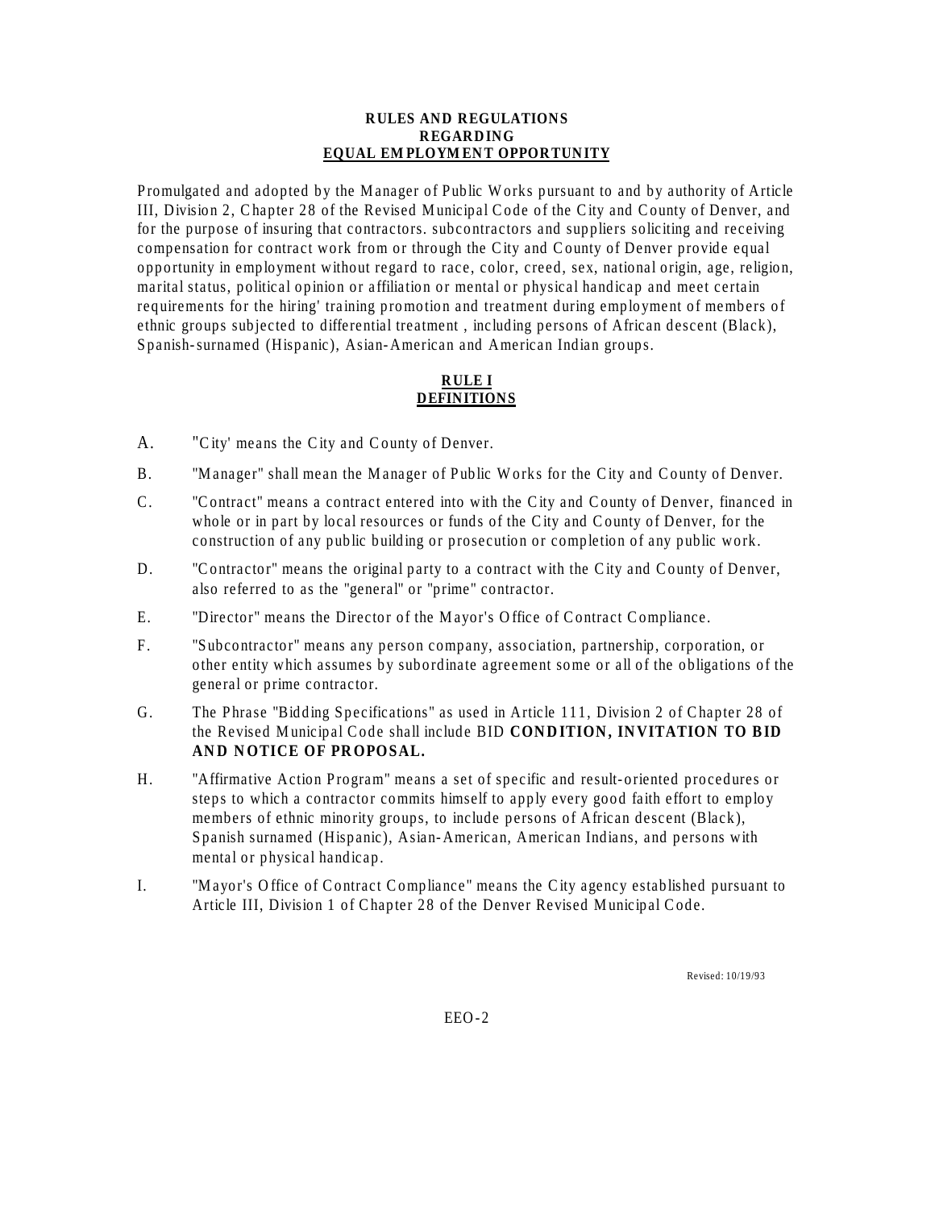**RULES AND REGULATIONS**
**REGARDING**
**EQUAL EMPLOYMENT OPPORTUNITY**

Promulgated and adopted by the Manager of Public Works pursuant to and by authority of Article III, Division 2, Chapter 28 of the Revised Municipal Code of the City and County of Denver, and for the purpose of insuring that contractors. subcontractors and suppliers soliciting and receiving compensation for contract work from or through the City and County of Denver provide equal opportunity in employment without regard to race, color, creed, sex, national origin, age, religion, marital status, political opinion or affiliation or mental or physical handicap and meet certain requirements for the hiring' training promotion and treatment during employment of members of ethnic groups subjected to differential treatment , including persons of African descent (Black), Spanish-surnamed (Hispanic), Asian-American and American Indian groups.

**RULE I**
**DEFINITIONS**

A. "City' means the City and County of Denver.

B. "Manager" shall mean the Manager of Public Works for the City and County of Denver.

C. "Contract" means a contract entered into with the City and County of Denver, financed in whole or in part by local resources or funds of the City and County of Denver, for the construction of any public building or prosecution or completion of any public work.

D. "Contractor" means the original party to a contract with the City and County of Denver, also referred to as the "general" or "prime" contractor.

E. "Director" means the Director of the Mayor's Office of Contract Compliance.

F. "Subcontractor" means any person company, association, partnership, corporation, or other entity which assumes by subordinate agreement some or all of the obligations of the general or prime contractor.

G. The Phrase "Bidding Specifications" as used in Article 111, Division 2 of Chapter 28 of the Revised Municipal Code shall include BID **CONDITION, INVITATION TO BID AND NOTICE OF PROPOSAL.**

H. "Affirmative Action Program" means a set of specific and result-oriented procedures or steps to which a contractor commits himself to apply every good faith effort to employ members of ethnic minority groups, to include persons of African descent (Black), Spanish surnamed (Hispanic), Asian-American, American Indians, and persons with mental or physical handicap.

I. "Mayor's Office of Contract Compliance" means the City agency established pursuant to Article III, Division 1 of Chapter 28 of the Denver Revised Municipal Code.

Revised: 10/19/93

EEO-2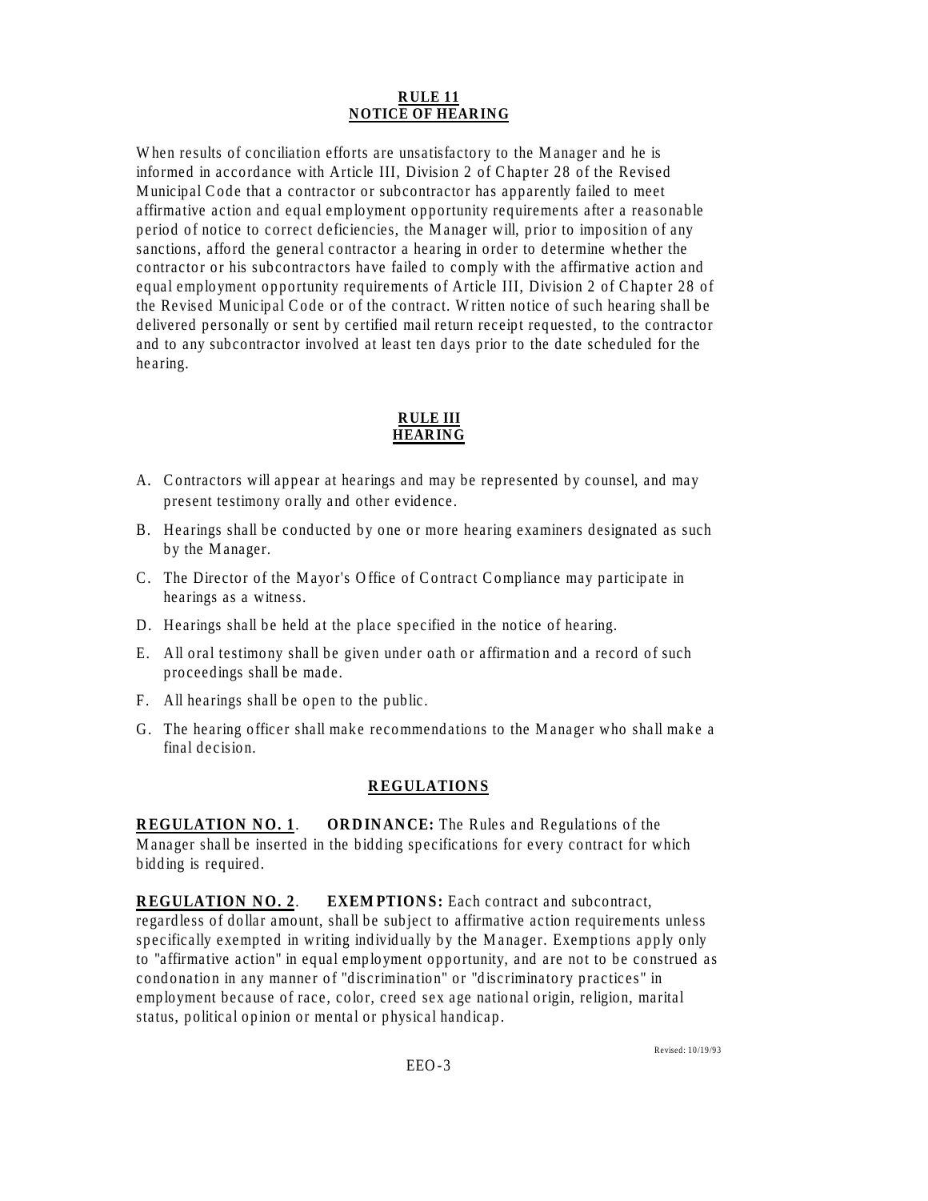**RULE 11**
**NOTICE OF HEARING**

When results of conciliation efforts are unsatisfactory to the Manager and he is informed in accordance with Article III, Division 2 of Chapter 28 of the Revised Municipal Code that a contractor or subcontractor has apparently failed to meet affirmative action and equal employment opportunity requirements after a reasonable period of notice to correct deficiencies, the Manager will, prior to imposition of any sanctions, afford the general contractor a hearing in order to determine whether the contractor or his subcontractors have failed to comply with the affirmative action and equal employment opportunity requirements of Article III, Division 2 of Chapter 28 of the Revised Municipal Code or of the contract. Written notice of such hearing shall be delivered personally or sent by certified mail return receipt requested, to the contractor and to any subcontractor involved at least ten days prior to the date scheduled for the hearing.

**RULE III**
**HEARING**

A. Contractors will appear at hearings and may be represented by counsel, and may present testimony orally and other evidence.

B. Hearings shall be conducted by one or more hearing examiners designated as such by the Manager.

C. The Director of the Mayor's Office of Contract Compliance may participate in hearings as a witness.

D. Hearings shall be held at the place specified in the notice of hearing.

E. All oral testimony shall be given under oath or affirmation and a record of such proceedings shall be made.

F. All hearings shall be open to the public.

G. The hearing officer shall make recommendations to the Manager who shall make a final decision.

## REGULATIONS

**REGULATION NO. 1**. **ORDINANCE:** The Rules and Regulations of the Manager shall be inserted in the bidding specifications for every contract for which bidding is required.

**REGULATION NO. 2**. **EXEMPTIONS:** Each contract and subcontract, regardless of dollar amount, shall be subject to affirmative action requirements unless specifically exempted in writing individually by the Manager. Exemptions apply only to "affirmative action" in equal employment opportunity, and are not to be construed as condonation in any manner of "discrimination" or "discriminatory practices" in employment because of race, color, creed sex age national origin, religion, marital status, political opinion or mental or physical handicap.

Revised: 10/19/93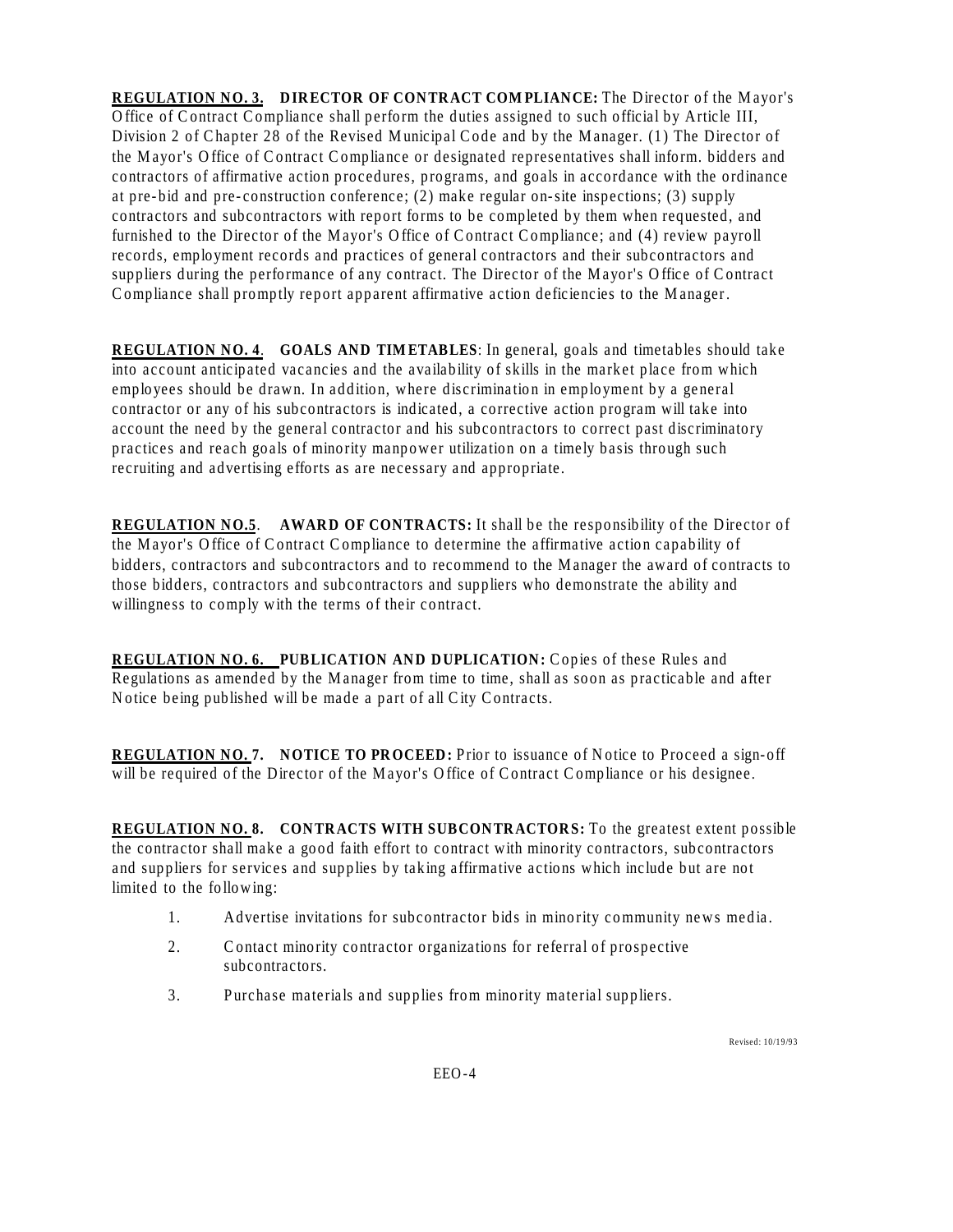**REGULATION NO. 3. DIRECTOR OF CONTRACT COMPLIANCE:** The Director of the Mayor's Office of Contract Compliance shall perform the duties assigned to such official by Article III, Division 2 of Chapter 28 of the Revised Municipal Code and by the Manager. (1) The Director of the Mayor's Office of Contract Compliance or designated representatives shall inform. bidders and contractors of affirmative action procedures, programs, and goals in accordance with the ordinance at pre-bid and pre-construction conference; (2) make regular on-site inspections; (3) supply contractors and subcontractors with report forms to be completed by them when requested, and furnished to the Director of the Mayor's Office of Contract Compliance; and (4) review payroll records, employment records and practices of general contractors and their subcontractors and suppliers during the performance of any contract. The Director of the Mayor's Office of Contract Compliance shall promptly report apparent affirmative action deficiencies to the Manager.

**REGULATION NO. 4**. **GOALS AND TIMETABLES**: In general, goals and timetables should take into account anticipated vacancies and the availability of skills in the market place from which employees should be drawn. In addition, where discrimination in employment by a general contractor or any of his subcontractors is indicated, a corrective action program will take into account the need by the general contractor and his subcontractors to correct past discriminatory practices and reach goals of minority manpower utilization on a timely basis through such recruiting and advertising efforts as are necessary and appropriate.

**REGULATION NO.5**. **AWARD OF CONTRACTS:** It shall be the responsibility of the Director of the Mayor's Office of Contract Compliance to determine the affirmative action capability of bidders, contractors and subcontractors and to recommend to the Manager the award of contracts to those bidders, contractors and subcontractors and suppliers who demonstrate the ability and willingness to comply with the terms of their contract.

**REGULATION NO. 6. PUBLICATION AND DUPLICATION:** Copies of these Rules and Regulations as amended by the Manager from time to time, shall as soon as practicable and after Notice being published will be made a part of all City Contracts.

**REGULATION NO. 7. NOTICE TO PROCEED:** Prior to issuance of Notice to Proceed a sign-off will be required of the Director of the Mayor's Office of Contract Compliance or his designee.

**REGULATION NO. 8. CONTRACTS WITH SUBCONTRACTORS:** To the greatest extent possible the contractor shall make a good faith effort to contract with minority contractors, subcontractors and suppliers for services and supplies by taking affirmative actions which include but are not limited to the following:

1. Advertise invitations for subcontractor bids in minority community news media.
2. Contact minority contractor organizations for referral of prospective subcontractors.
3. Purchase materials and supplies from minority material suppliers.

Revised: 10/19/93

EEO-4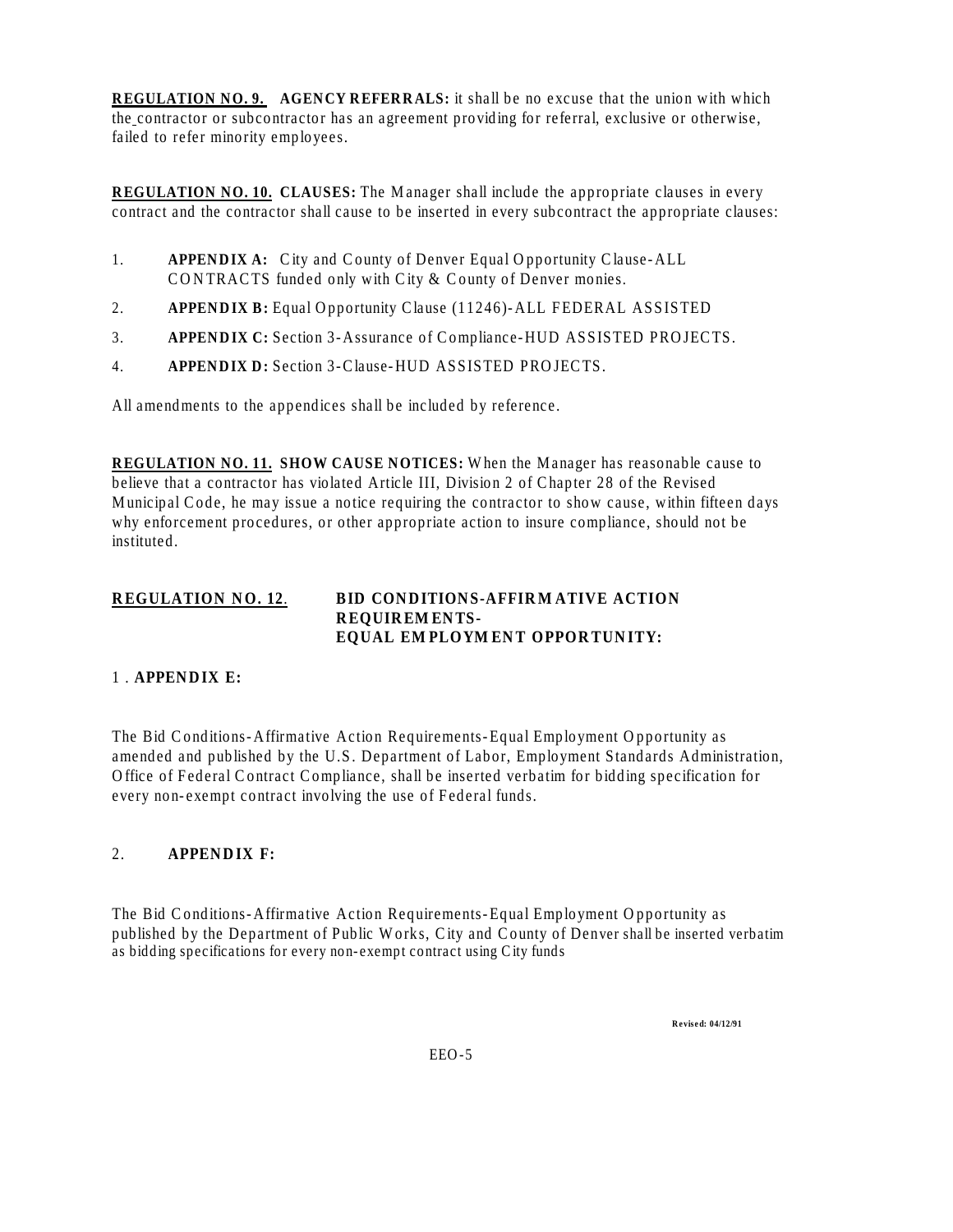**REGULATION NO. 9. AGENCY REFERRALS:** it shall be no excuse that the union with which the contractor or subcontractor has an agreement providing for referral, exclusive or otherwise, failed to refer minority employees.

**REGULATION NO. 10. CLAUSES:** The Manager shall include the appropriate clauses in every contract and the contractor shall cause to be inserted in every subcontract the appropriate clauses:

1. **APPENDIX A:** City and County of Denver Equal Opportunity Clause-ALL CONTRACTS funded only with City & County of Denver monies.
2. **APPENDIX B:** Equal Opportunity Clause (11246)-ALL FEDERAL ASSISTED
3. **APPENDIX C:** Section 3-Assurance of Compliance-HUD ASSISTED PROJECTS.
4. **APPENDIX D:** Section 3-Clause-HUD ASSISTED PROJECTS.

All amendments to the appendices shall be included by reference.

**REGULATION NO. 11. SHOW CAUSE NOTICES:** When the Manager has reasonable cause to believe that a contractor has violated Article III, Division 2 of Chapter 28 of the Revised Municipal Code, he may issue a notice requiring the contractor to show cause, within fifteen days why enforcement procedures, or other appropriate action to insure compliance, should not be instituted.

**REGULATION NO. 12. BID CONDITIONS-AFFIRMATIVE ACTION REQUIREMENTS-EQUAL EMPLOYMENT OPPORTUNITY:**

1 . **APPENDIX E:**

The Bid Conditions-Affirmative Action Requirements-Equal Employment Opportunity as amended and published by the U.S. Department of Labor, Employment Standards Administration, Office of Federal Contract Compliance, shall be inserted verbatim for bidding specification for every non-exempt contract involving the use of Federal funds.

2. **APPENDIX F:**

The Bid Conditions-Affirmative Action Requirements-Equal Employment Opportunity as published by the Department of Public Works, City and County of Denver shall be inserted verbatim as bidding specifications for every non-exempt contract using City funds

**Revised: 04/12/91**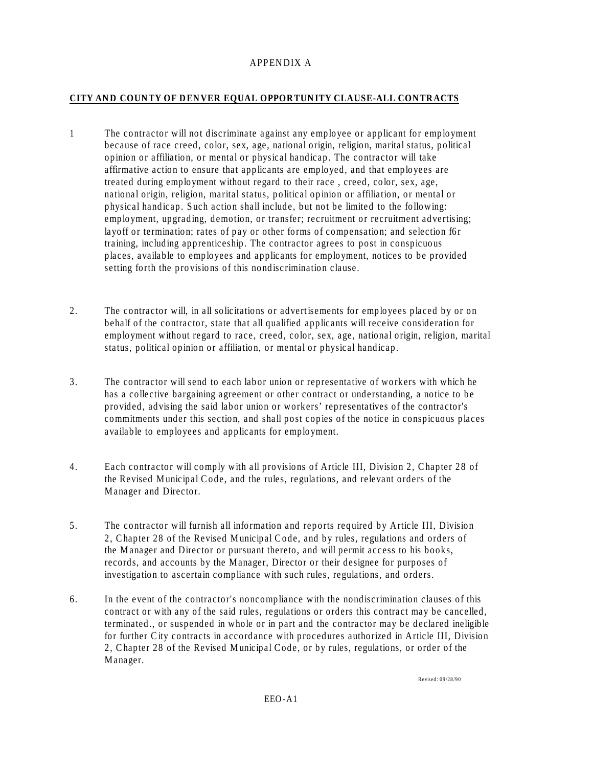APPENDIX A

**CITY AND COUNTY OF DENVER EQUAL OPPORTUNITY CLAUSE-ALL CONTRACTS**

1 The contractor will not discriminate against any employee or applicant for employment because of race creed, color, sex, age, national origin, religion, marital status, political opinion or affiliation, or mental or physical handicap. The contractor will take affirmative action to ensure that applicants are employed, and that employees are treated during employment without regard to their race , creed, color, sex, age, national origin, religion, marital status, political opinion or affiliation, or mental or physical handicap. Such action shall include, but not be limited to the following: employment, upgrading, demotion, or transfer; recruitment or recruitment advertising; layoff or termination; rates of pay or other forms of compensation; and selection f6r training, including apprenticeship. The contractor agrees to post in conspicuous places, available to employees and applicants for employment, notices to be provided setting forth the provisions of this nondiscrimination clause.

2. The contractor will, in all solicitations or advertisements for employees placed by or on behalf of the contractor, state that all qualified applicants will receive consideration for employment without regard to race, creed, color, sex, age, national origin, religion, marital status, political opinion or affiliation, or mental or physical handicap.

3. The contractor will send to each labor union or representative of workers with which he has a collective bargaining agreement or other contract or understanding, a notice to be provided, advising the said labor union or workers' representatives of the contractor's commitments under this section, and shall post copies of the notice in conspicuous places available to employees and applicants for employment.

4. Each contractor will comply with all provisions of Article III, Division 2, Chapter 28 of the Revised Municipal Code, and the rules, regulations, and relevant orders of the Manager and Director.

5. The contractor will furnish all information and reports required by Article III, Division 2, Chapter 28 of the Revised Municipal Code, and by rules, regulations and orders of the Manager and Director or pursuant thereto, and will permit access to his books, records, and accounts by the Manager, Director or their designee for purposes of investigation to ascertain compliance with such rules, regulations, and orders.

6. In the event of the contractor's noncompliance with the nondiscrimination clauses of this contract or with any of the said rules, regulations or orders this contract may be cancelled, terminated., or suspended in whole or in part and the contractor may be declared ineligible for further City contracts in accordance with procedures authorized in Article III, Division 2, Chapter 28 of the Revised Municipal Code, or by rules, regulations, or order of the Manager.

Revised: 09/28/90

EEO-A1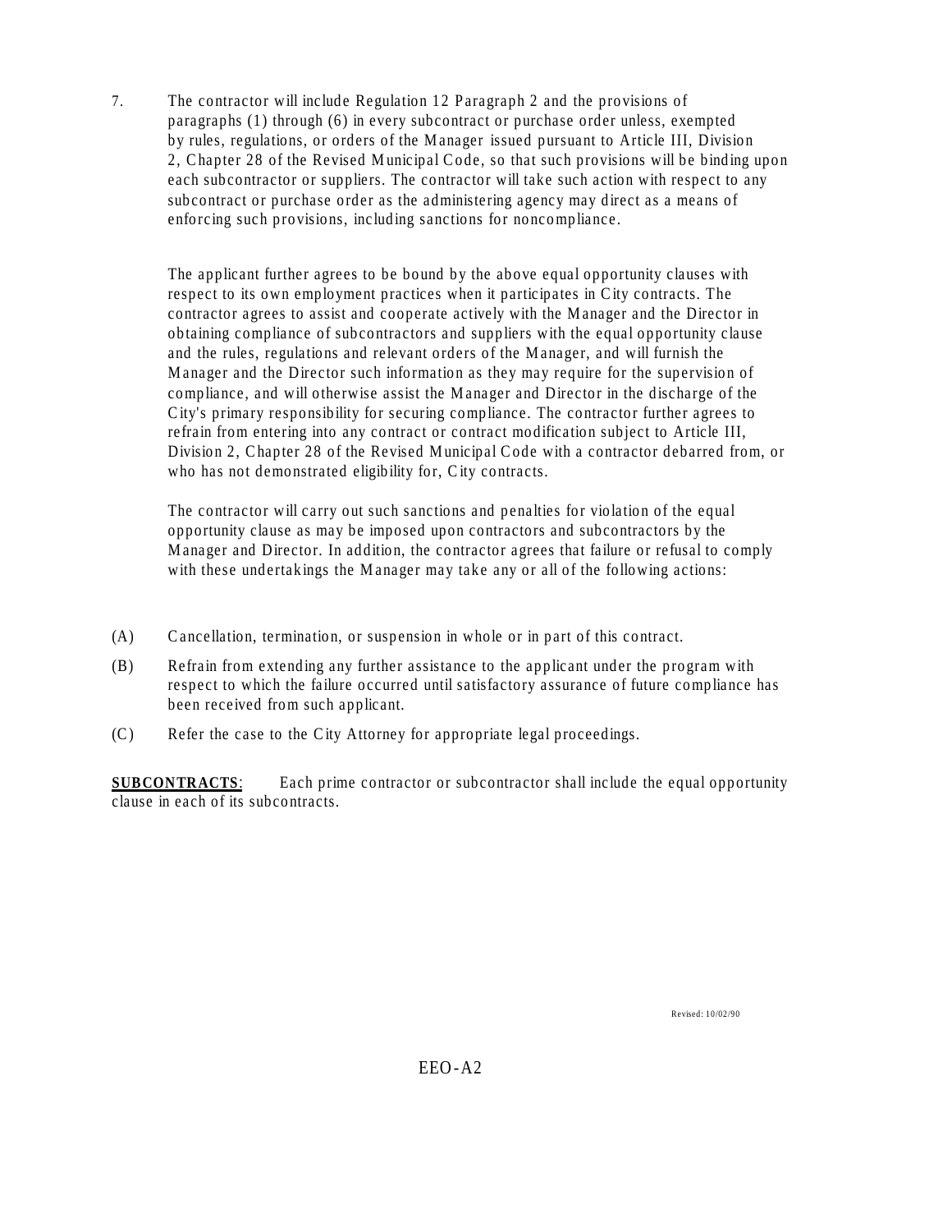7. The contractor will include Regulation 12 Paragraph 2 and the provisions of paragraphs (1) through (6) in every subcontract or purchase order unless, exempted by rules, regulations, or orders of the Manager issued pursuant to Article III, Division 2, Chapter 28 of the Revised Municipal Code, so that such provisions will be binding upon each subcontractor or suppliers. The contractor will take such action with respect to any subcontract or purchase order as the administering agency may direct as a means of enforcing such provisions, including sanctions for noncompliance.

   The applicant further agrees to be bound by the above equal opportunity clauses with respect to its own employment practices when it participates in City contracts. The contractor agrees to assist and cooperate actively with the Manager and the Director in obtaining compliance of subcontractors and suppliers with the equal opportunity clause and the rules, regulations and relevant orders of the Manager, and will furnish the Manager and the Director such information as they may require for the supervision of compliance, and will otherwise assist the Manager and Director in the discharge of the City's primary responsibility for securing compliance. The contractor further agrees to refrain from entering into any contract or contract modification subject to Article III, Division 2, Chapter 28 of the Revised Municipal Code with a contractor debarred from, or who has not demonstrated eligibility for, City contracts.

   The contractor will carry out such sanctions and penalties for violation of the equal opportunity clause as may be imposed upon contractors and subcontractors by the Manager and Director. In addition, the contractor agrees that failure or refusal to comply with these undertakings the Manager may take any or all of the following actions:

(A) Cancellation, termination, or suspension in whole or in part of this contract.

(B) Refrain from extending any further assistance to the applicant under the program with respect to which the failure occurred until satisfactory assurance of future compliance has been received from such applicant.

(C) Refer the case to the City Attorney for appropriate legal proceedings.

**SUBCONTRACTS**: Each prime contractor or subcontractor shall include the equal opportunity clause in each of its subcontracts.

Revised: 10/02/90

EEO-A2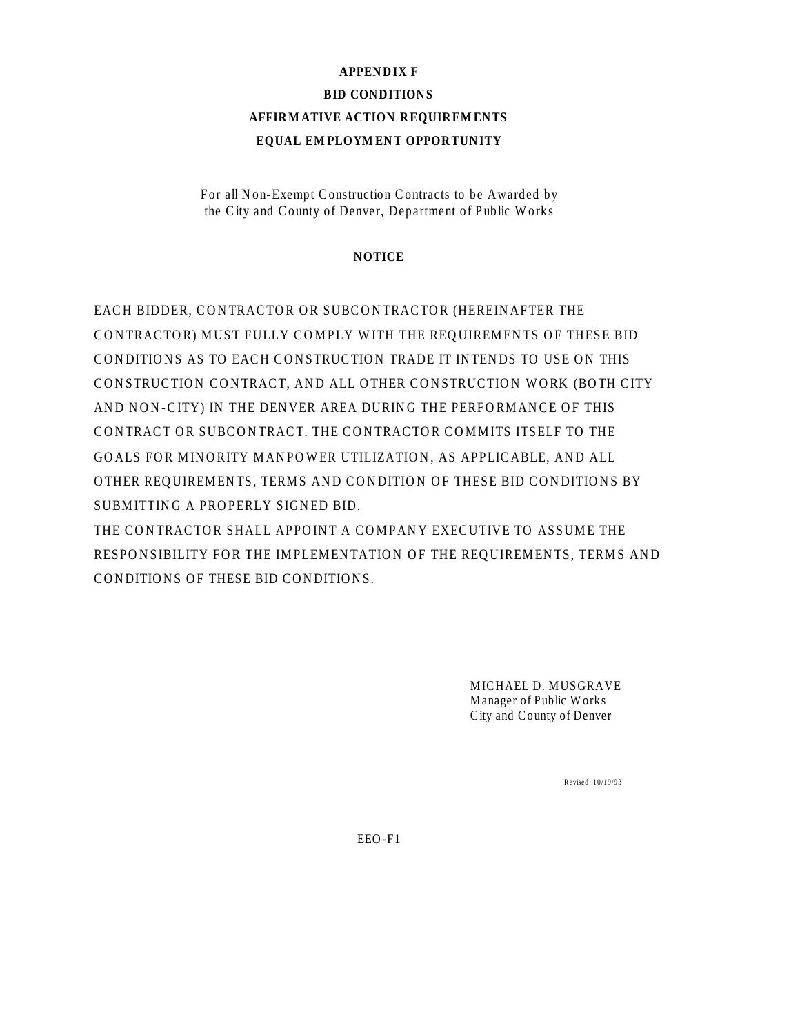# APPENDIX F

## BID CONDITIONS

## AFFIRMATIVE ACTION REQUIREMENTS

## EQUAL EMPLOYMENT OPPORTUNITY

For all Non-Exempt Construction Contracts to be Awarded by the City and County of Denver, Department of Public Works

**NOTICE**

EACH BIDDER, CONTRACTOR OR SUBCONTRACTOR (HEREINAFTER THE CONTRACTOR) MUST FULLY COMPLY WITH THE REQUIREMENTS OF THESE BID CONDITIONS AS TO EACH CONSTRUCTION TRADE IT INTENDS TO USE ON THIS CONSTRUCTION CONTRACT, AND ALL OTHER CONSTRUCTION WORK (BOTH CITY AND NON-CITY) IN THE DENVER AREA DURING THE PERFORMANCE OF THIS CONTRACT OR SUBCONTRACT. THE CONTRACTOR COMMITS ITSELF TO THE GOALS FOR MINORITY MANPOWER UTILIZATION, AS APPLICABLE, AND ALL OTHER REQUIREMENTS, TERMS AND CONDITION OF THESE BID CONDITIONS BY SUBMITTING A PROPERLY SIGNED BID.

THE CONTRACTOR SHALL APPOINT A COMPANY EXECUTIVE TO ASSUME THE RESPONSIBILITY FOR THE IMPLEMENTATION OF THE REQUIREMENTS, TERMS AND CONDITIONS OF THESE BID CONDITIONS.

MICHAEL D. MUSGRAVE
Manager of Public Works
City and County of Denver

Revised: 10/19/93

EEO-F1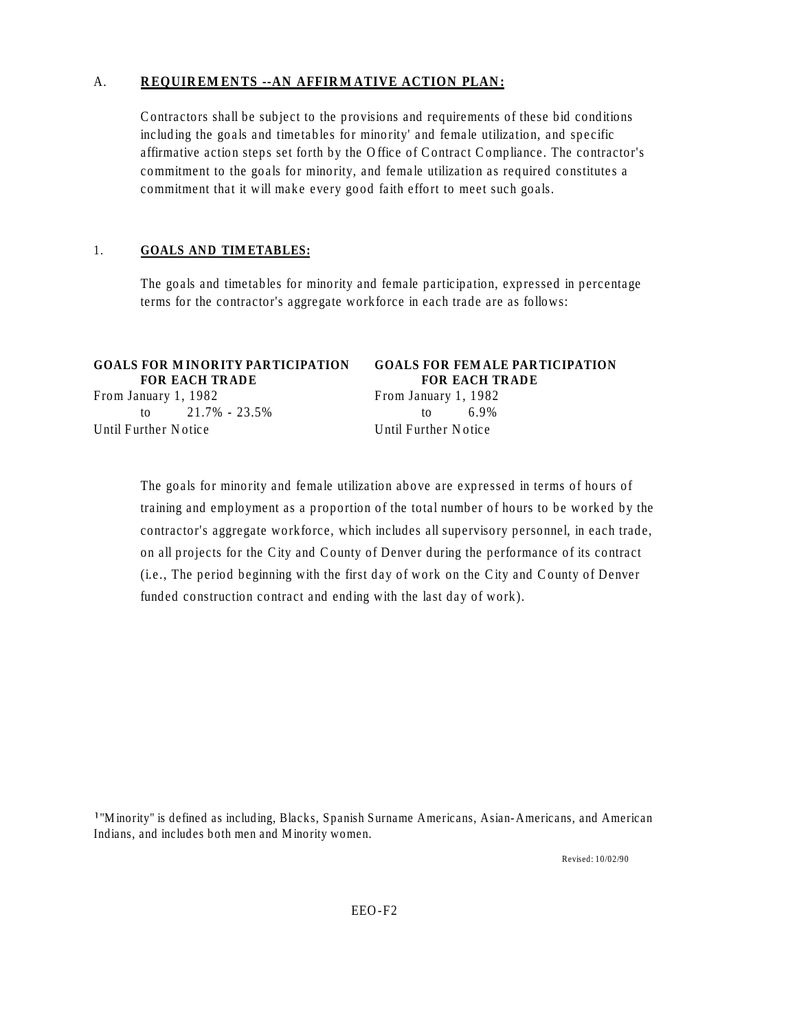## A. **REQUIREMENTS --AN AFFIRMATIVE ACTION PLAN:**

Contractors shall be subject to the provisions and requirements of these bid conditions including the goals and timetables for minority[1] and female utilization, and specific affirmative action steps set forth by the Office of Contract Compliance. The contractor's commitment to the goals for minority, and female utilization as required constitutes a commitment that it will make every good faith effort to meet such goals.

### 1. **GOALS AND TIMETABLES:**

The goals and timetables for minority and female participation, expressed in percentage terms for the contractor's aggregate workforce in each trade are as follows:

| GOALS FOR MINORITY PARTICIPATION FOR EACH TRADE | GOALS FOR FEMALE PARTICIPATION FOR EACH TRADE |
|---|---|
| From January 1, 1982 to Until Further Notice: 21.7% - 23.5% | From January 1, 1982 to Until Further Notice: 6.9% |

The goals for minority and female utilization above are expressed in terms of hours of training and employment as a proportion of the total number of hours to be worked by the contractor's aggregate workforce, which includes all supervisory personnel, in each trade, on all projects for the City and County of Denver during the performance of its contract (i.e., The period beginning with the first day of work on the City and County of Denver funded construction contract and ending with the last day of work).

[1] "Minority" is defined as including, Blacks, Spanish Surname Americans, Asian-Americans, and American Indians, and includes both men and Minority women.

Revised: 10/02/90

EEO-F2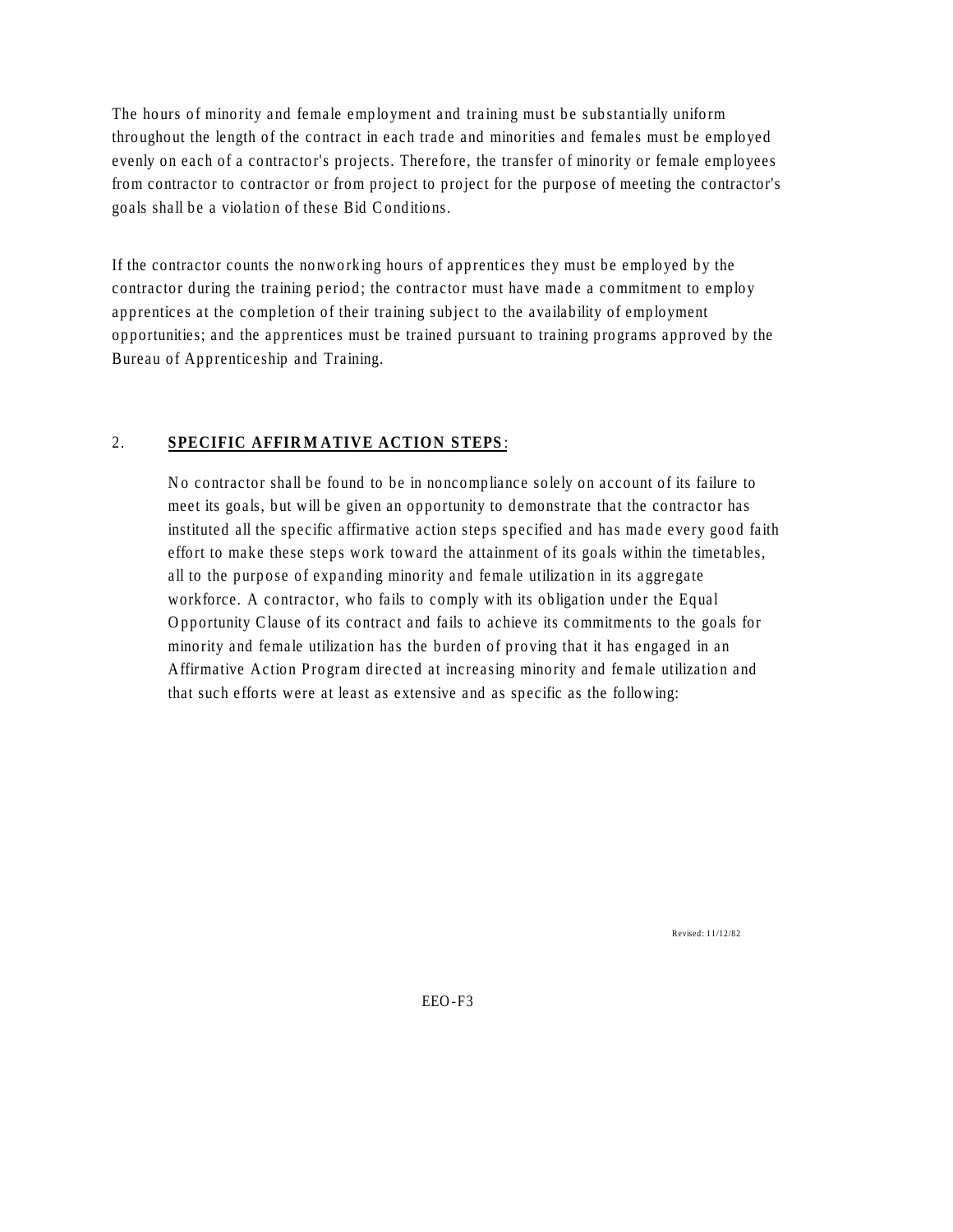The hours of minority and female employment and training must be substantially uniform throughout the length of the contract in each trade and minorities and females must be employed evenly on each of a contractor's projects. Therefore, the transfer of minority or female employees from contractor to contractor or from project to project for the purpose of meeting the contractor's goals shall be a violation of these Bid Conditions.

If the contractor counts the nonworking hours of apprentices they must be employed by the contractor during the training period; the contractor must have made a commitment to employ apprentices at the completion of their training subject to the availability of employment opportunities; and the apprentices must be trained pursuant to training programs approved by the Bureau of Apprenticeship and Training.

2. **SPECIFIC AFFIRMATIVE ACTION STEPS**:

No contractor shall be found to be in noncompliance solely on account of its failure to meet its goals, but will be given an opportunity to demonstrate that the contractor has instituted all the specific affirmative action steps specified and has made every good faith effort to make these steps work toward the attainment of its goals within the timetables, all to the purpose of expanding minority and female utilization in its aggregate workforce. A contractor, who fails to comply with its obligation under the Equal Opportunity Clause of its contract and fails to achieve its commitments to the goals for minority and female utilization has the burden of proving that it has engaged in an Affirmative Action Program directed at increasing minority and female utilization and that such efforts were at least as extensive and as specific as the following:

Revised: 11/12/82

EEO-F3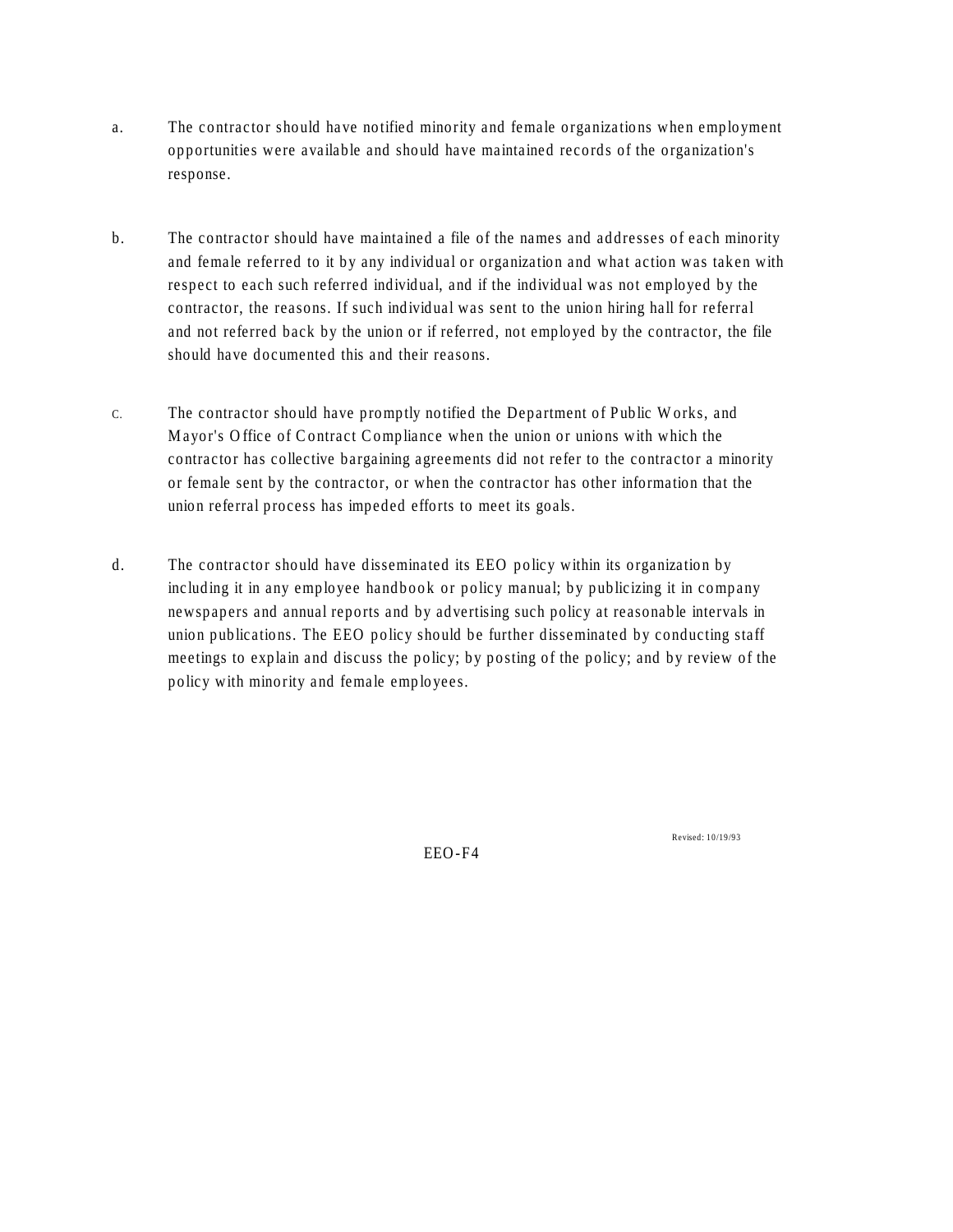a. The contractor should have notified minority and female organizations when employment opportunities were available and should have maintained records of the organization's response.

b. The contractor should have maintained a file of the names and addresses of each minority and female referred to it by any individual or organization and what action was taken with respect to each such referred individual, and if the individual was not employed by the contractor, the reasons. If such individual was sent to the union hiring hall for referral and not referred back by the union or if referred, not employed by the contractor, the file should have documented this and their reasons.

C. The contractor should have promptly notified the Department of Public Works, and Mayor's Office of Contract Compliance when the union or unions with which the contractor has collective bargaining agreements did not refer to the contractor a minority or female sent by the contractor, or when the contractor has other information that the union referral process has impeded efforts to meet its goals.

d. The contractor should have disseminated its EEO policy within its organization by including it in any employee handbook or policy manual; by publicizing it in company newspapers and annual reports and by advertising such policy at reasonable intervals in union publications. The EEO policy should be further disseminated by conducting staff meetings to explain and discuss the policy; by posting of the policy; and by review of the policy with minority and female employees.

Revised: 10/19/93

EEO-F4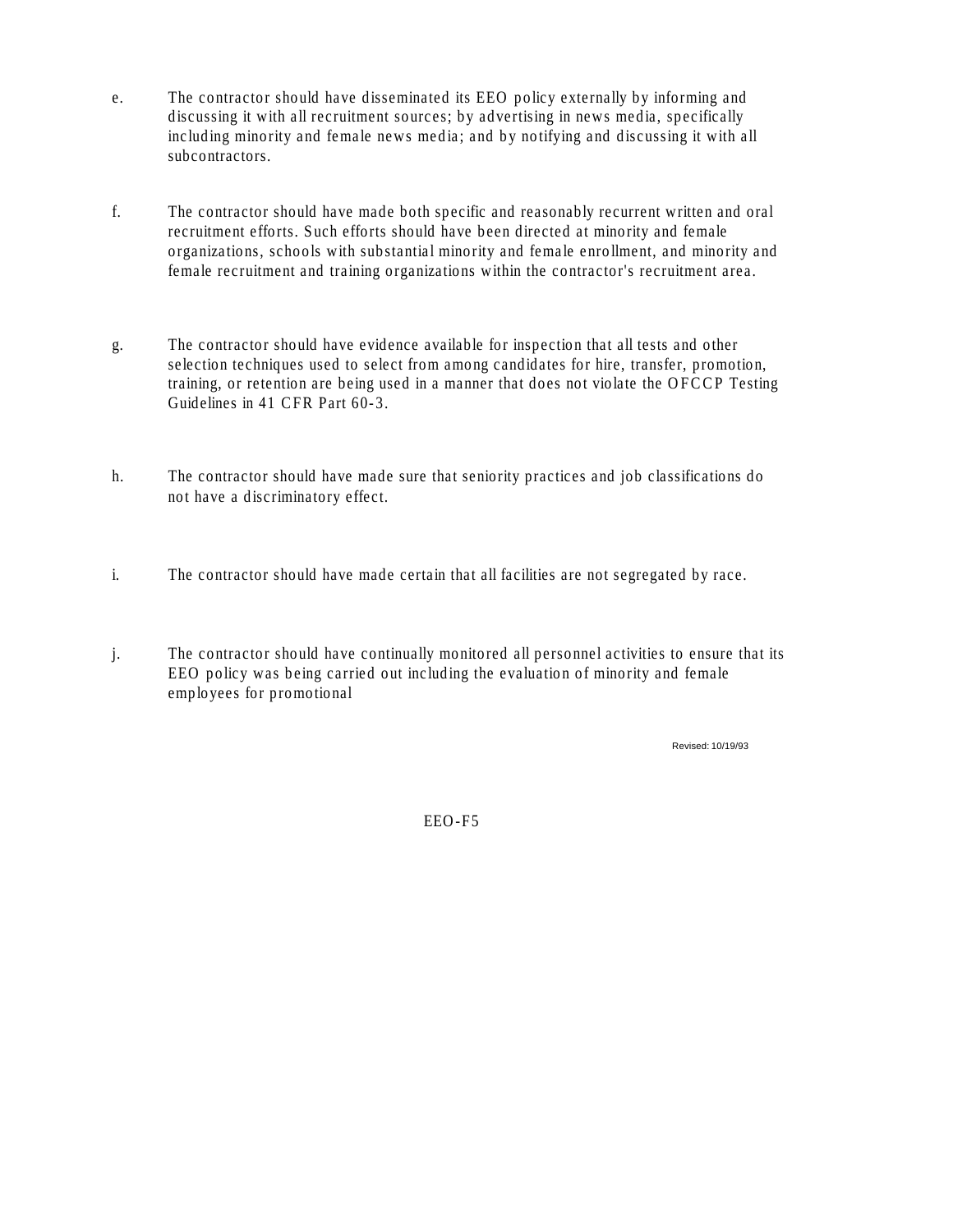e. The contractor should have disseminated its EEO policy externally by informing and discussing it with all recruitment sources; by advertising in news media, specifically including minority and female news media; and by notifying and discussing it with all subcontractors.

f. The contractor should have made both specific and reasonably recurrent written and oral recruitment efforts. Such efforts should have been directed at minority and female organizations, schools with substantial minority and female enrollment, and minority and female recruitment and training organizations within the contractor's recruitment area.

g. The contractor should have evidence available for inspection that all tests and other selection techniques used to select from among candidates for hire, transfer, promotion, training, or retention are being used in a manner that does not violate the OFCCP Testing Guidelines in 41 CFR Part 60-3.

h. The contractor should have made sure that seniority practices and job classifications do not have a discriminatory effect.

i. The contractor should have made certain that all facilities are not segregated by race.

j. The contractor should have continually monitored all personnel activities to ensure that its EEO policy was being carried out including the evaluation of minority and female employees for promotional

Revised: 10/19/93

EEO-F5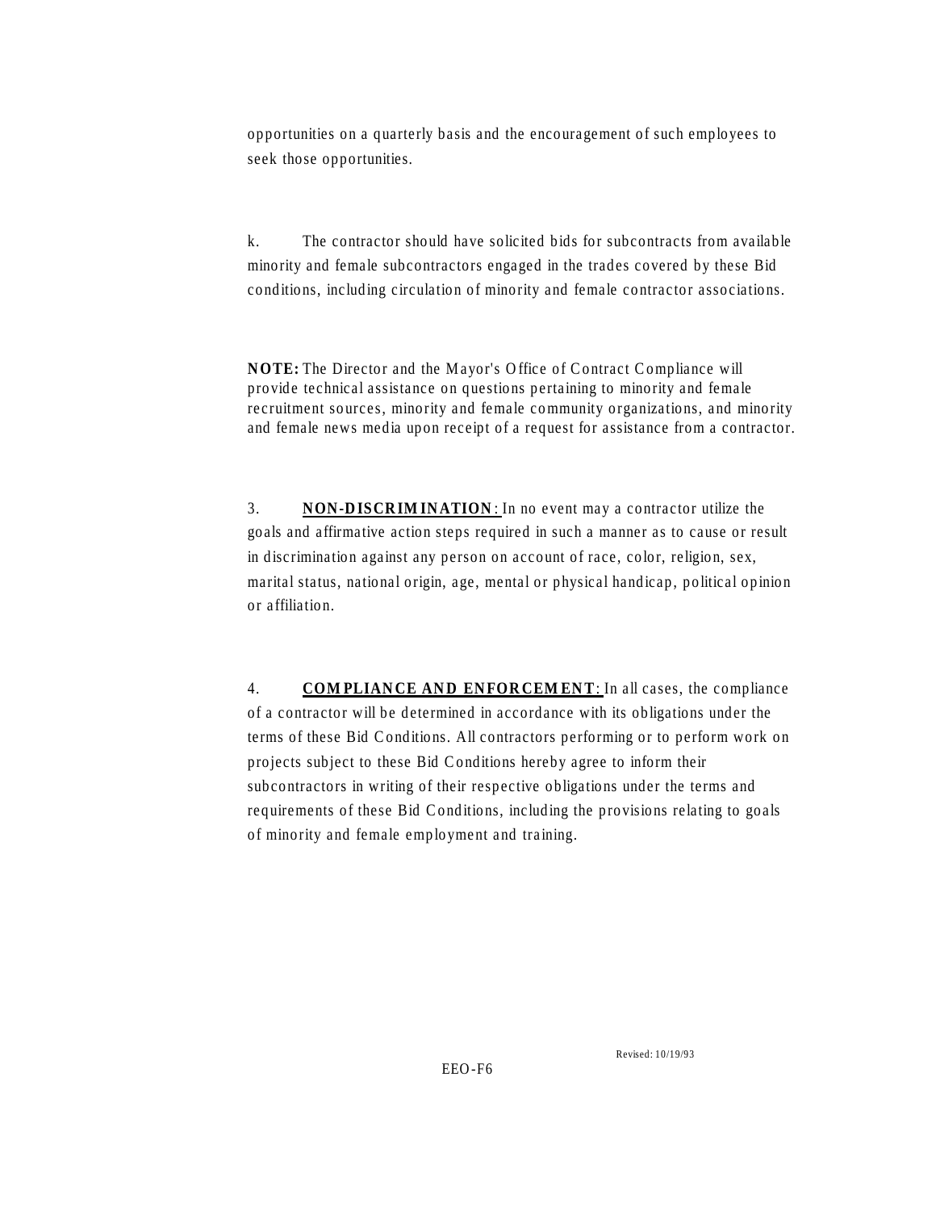opportunities on a quarterly basis and the encouragement of such employees to seek those opportunities.

k. The contractor should have solicited bids for subcontracts from available minority and female subcontractors engaged in the trades covered by these Bid conditions, including circulation of minority and female contractor associations.

**NOTE:** The Director and the Mayor's Office of Contract Compliance will provide technical assistance on questions pertaining to minority and female recruitment sources, minority and female community organizations, and minority and female news media upon receipt of a request for assistance from a contractor.

3. **NON-DISCRIMINATION**: In no event may a contractor utilize the goals and affirmative action steps required in such a manner as to cause or result in discrimination against any person on account of race, color, religion, sex, marital status, national origin, age, mental or physical handicap, political opinion or affiliation.

4. **COMPLIANCE AND ENFORCEMENT**: In all cases, the compliance of a contractor will be determined in accordance with its obligations under the terms of these Bid Conditions. All contractors performing or to perform work on projects subject to these Bid Conditions hereby agree to inform their subcontractors in writing of their respective obligations under the terms and requirements of these Bid Conditions, including the provisions relating to goals of minority and female employment and training.

Revised: 10/19/93

EEO-F6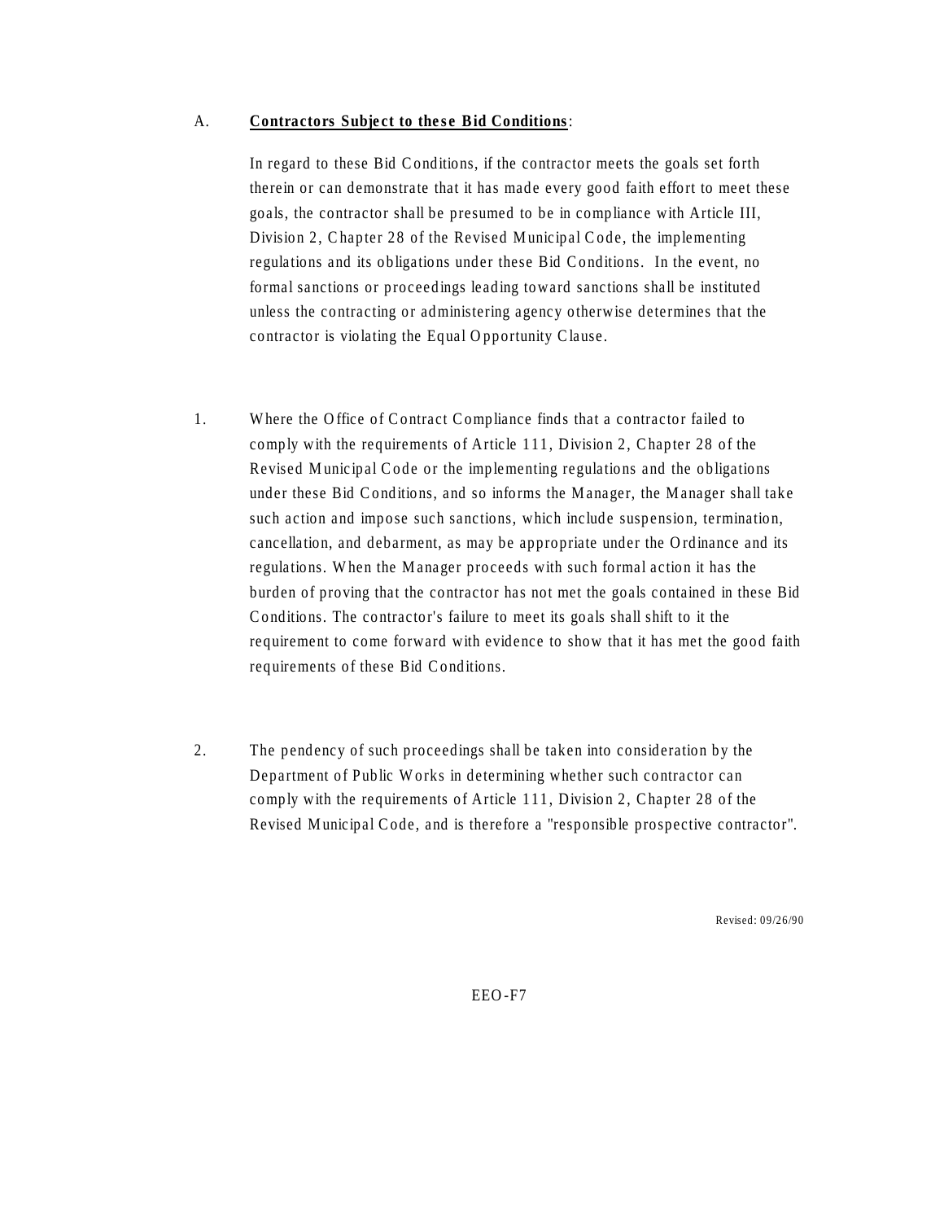A. **Contractors Subject to these Bid Conditions**:

In regard to these Bid Conditions, if the contractor meets the goals set forth therein or can demonstrate that it has made every good faith effort to meet these goals, the contractor shall be presumed to be in compliance with Article III, Division 2, Chapter 28 of the Revised Municipal Code, the implementing regulations and its obligations under these Bid Conditions. In the event, no formal sanctions or proceedings leading toward sanctions shall be instituted unless the contracting or administering agency otherwise determines that the contractor is violating the Equal Opportunity Clause.

1. Where the Office of Contract Compliance finds that a contractor failed to comply with the requirements of Article 111, Division 2, Chapter 28 of the Revised Municipal Code or the implementing regulations and the obligations under these Bid Conditions, and so informs the Manager, the Manager shall take such action and impose such sanctions, which include suspension, termination, cancellation, and debarment, as may be appropriate under the Ordinance and its regulations. When the Manager proceeds with such formal action it has the burden of proving that the contractor has not met the goals contained in these Bid Conditions. The contractor's failure to meet its goals shall shift to it the requirement to come forward with evidence to show that it has met the good faith requirements of these Bid Conditions.

2. The pendency of such proceedings shall be taken into consideration by the Department of Public Works in determining whether such contractor can comply with the requirements of Article 111, Division 2, Chapter 28 of the Revised Municipal Code, and is therefore a "responsible prospective contractor".

Revised: 09/26/90

EEO-F7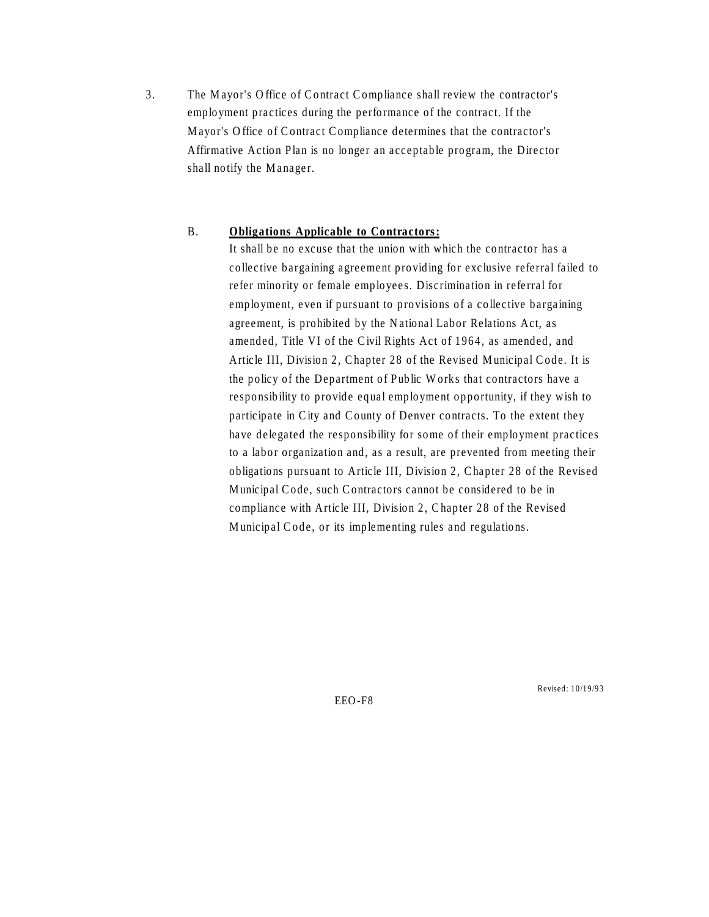3. The Mayor's Office of Contract Compliance shall review the contractor's employment practices during the performance of the contract. If the Mayor's Office of Contract Compliance determines that the contractor's Affirmative Action Plan is no longer an acceptable program, the Director shall notify the Manager.

B. **Obligations Applicable to Contractors:**

It shall be no excuse that the union with which the contractor has a collective bargaining agreement providing for exclusive referral failed to refer minority or female employees. Discrimination in referral for employment, even if pursuant to provisions of a collective bargaining agreement, is prohibited by the National Labor Relations Act, as amended, Title VI of the Civil Rights Act of 1964, as amended, and Article III, Division 2, Chapter 28 of the Revised Municipal Code. It is the policy of the Department of Public Works that contractors have a responsibility to provide equal employment opportunity, if they wish to participate in City and County of Denver contracts. To the extent they have delegated the responsibility for some of their employment practices to a labor organization and, as a result, are prevented from meeting their obligations pursuant to Article III, Division 2, Chapter 28 of the Revised Municipal Code, such Contractors cannot be considered to be in compliance with Article III, Division 2, Chapter 28 of the Revised Municipal Code, or its implementing rules and regulations.

Revised: 10/19/93

EEO-F8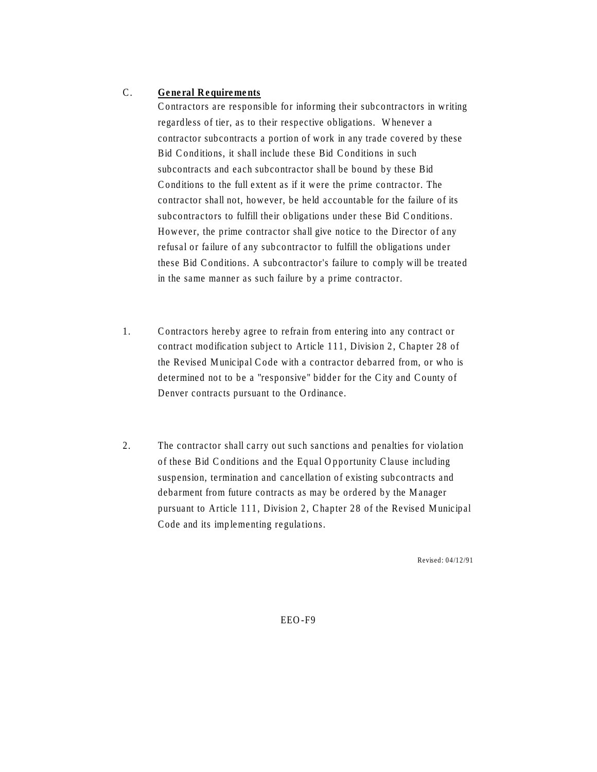C. **General Requirements**

Contractors are responsible for informing their subcontractors in writing regardless of tier, as to their respective obligations. Whenever a contractor subcontracts a portion of work in any trade covered by these Bid Conditions, it shall include these Bid Conditions in such subcontracts and each subcontractor shall be bound by these Bid Conditions to the full extent as if it were the prime contractor. The contractor shall not, however, be held accountable for the failure of its subcontractors to fulfill their obligations under these Bid Conditions. However, the prime contractor shall give notice to the Director of any refusal or failure of any subcontractor to fulfill the obligations under these Bid Conditions. A subcontractor's failure to comply will be treated in the same manner as such failure by a prime contractor.

1. Contractors hereby agree to refrain from entering into any contract or contract modification subject to Article 111, Division 2, Chapter 28 of the Revised Municipal Code with a contractor debarred from, or who is determined not to be a "responsive" bidder for the City and County of Denver contracts pursuant to the Ordinance.

2. The contractor shall carry out such sanctions and penalties for violation of these Bid Conditions and the Equal Opportunity Clause including suspension, termination and cancellation of existing subcontracts and debarment from future contracts as may be ordered by the Manager pursuant to Article 111, Division 2, Chapter 28 of the Revised Municipal Code and its implementing regulations.

Revised: 04/12/91

EEO-F9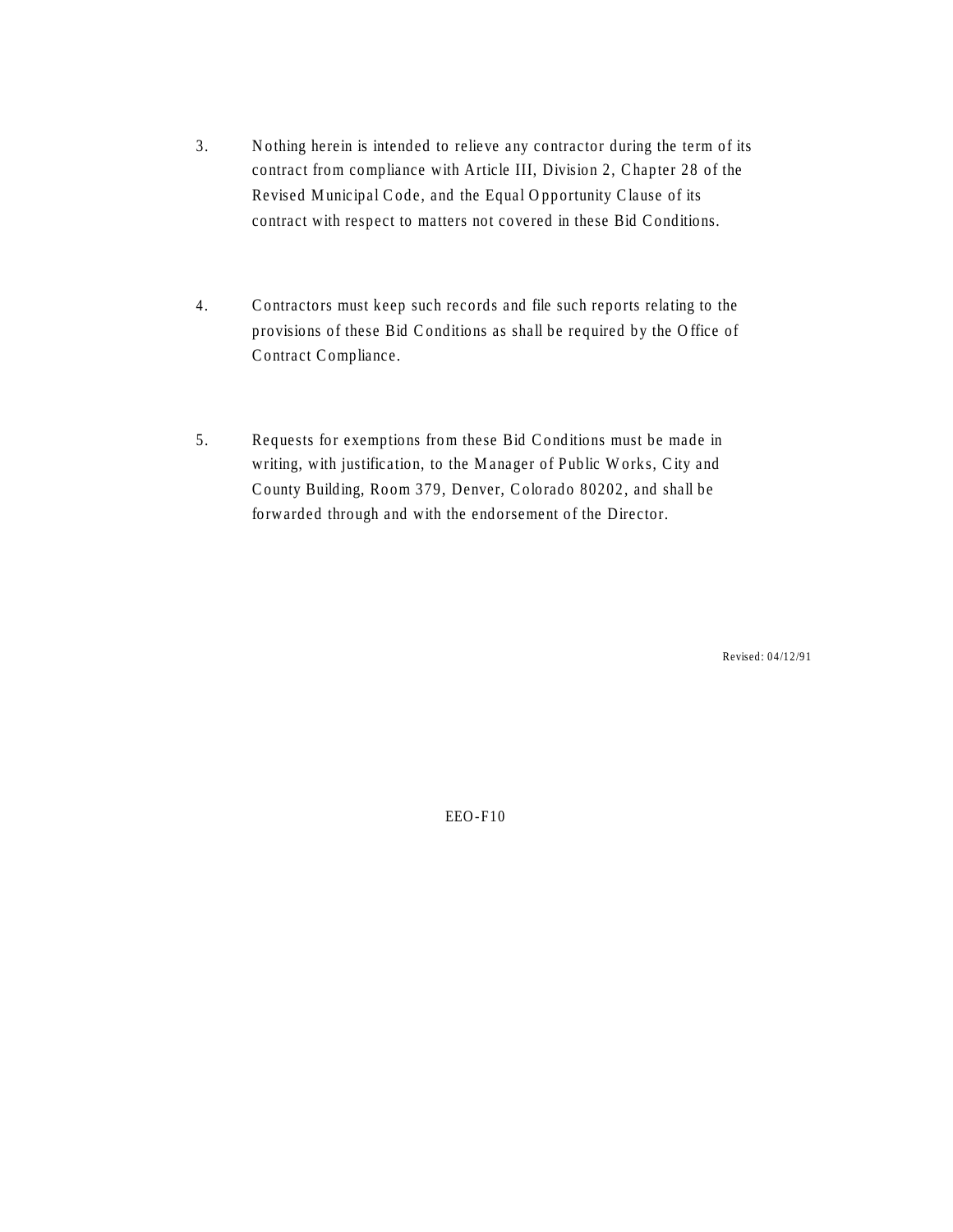3. Nothing herein is intended to relieve any contractor during the term of its contract from compliance with Article III, Division 2, Chapter 28 of the Revised Municipal Code, and the Equal Opportunity Clause of its contract with respect to matters not covered in these Bid Conditions.

4. Contractors must keep such records and file such reports relating to the provisions of these Bid Conditions as shall be required by the Office of Contract Compliance.

5. Requests for exemptions from these Bid Conditions must be made in writing, with justification, to the Manager of Public Works, City and County Building, Room 379, Denver, Colorado 80202, and shall be forwarded through and with the endorsement of the Director.

Revised: 04/12/91

EEO-F10